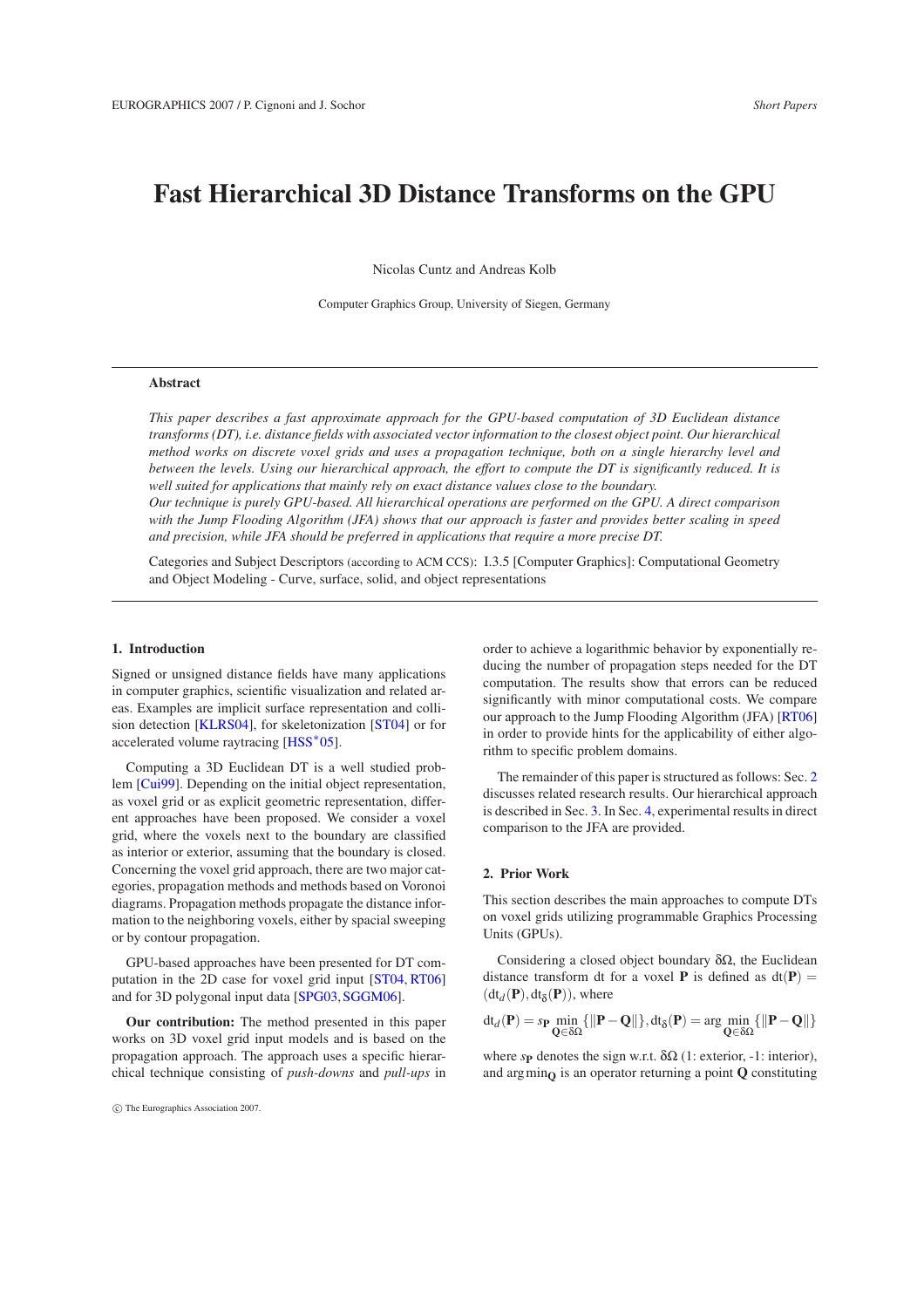# Fast Hierarchical 3D Distance Transforms on the GPU

Nicolas Cuntz and Andreas Kolb

Computer Graphics Group, University of Siegen, Germany

## Abstract

*This paper describes a fast approximate approach for the GPU-based computation of 3D Euclidean distance transforms (DT), i.e. distance fields with associated vector information to the closest object point. Our hierarchical method works on discrete voxel grids and uses a propagation technique, both on a single hierarchy level and between the levels. Using our hierarchical approach, the effort to compute the DT is significantly reduced. It is well suited for applications that mainly rely on exact distance values close to the boundary.*

*Our technique is purely GPU-based. All hierarchical operations are performed on the GPU. A direct comparison with the Jump Flooding Algorithm (JFA) shows that our approach is faster and provides better scaling in speed and precision, while JFA should be preferred in applications that require a more precise DT.*

Categories and Subject Descriptors (according to ACM CCS): I.3.5 [Computer Graphics]: Computational Geometry and Object Modeling - Curve, surface, solid, and object representations

## 1. Introduction

Signed or unsigned distance fields have many applications in computer graphics, scientific visualization and related areas. Examples are implicit surface representation and collision detection [KLRS04], for skeletonization [ST04] or for accelerated volume raytracing [HSS*05].

Computing a 3D Euclidean DT is a well studied problem [Cui99]. Depending on the initial object representation, as voxel grid or as explicit geometric representation, different approaches have been proposed. We consider a voxel grid, where the voxels next to the boundary are classified as interior or exterior, assuming that the boundary is closed. Concerning the voxel grid approach, there are two major categories, propagation methods and methods based on Voronoi diagrams. Propagation methods propagate the distance information to the neighboring voxels, either by spacial sweeping or by contour propagation.

GPU-based approaches have been presented for DT computation in the 2D case for voxel grid input [ST04, RT06] and for 3D polygonal input data [SPG03, SGGM06].

**Our contribution:** The method presented in this paper works on 3D voxel grid input models and is based on the propagation approach. The approach uses a specific hierarchical technique consisting of *push-downs* and *pull-ups* in order to achieve a logarithmic behavior by exponentially reducing the number of propagation steps needed for the DT computation. The results show that errors can be reduced significantly with minor computational costs. We compare our approach to the Jump Flooding Algorithm (JFA) [RT06] in order to provide hints for the applicability of either algorithm to specific problem domains.

The remainder of this paper is structured as follows: Sec. 2 discusses related research results. Our hierarchical approach is described in Sec. 3. In Sec. 4, experimental results in direct comparison to the JFA are provided.

## 2. Prior Work

This section describes the main approaches to compute DTs on voxel grids utilizing programmable Graphics Processing Units (GPUs).

Considering a closed object boundary $\delta\Omega$, the Euclidean distance transform dt for a voxel $\mathbf{P}$ is defined as $\mathrm{dt}(\mathbf{P}) = (\mathrm{dt}_d(\mathbf{P}), \mathrm{dt}_\delta(\mathbf{P}))$, where

$$\mathrm{dt}_d(\mathbf{P}) = s_\mathbf{P} \min_{\mathbf{Q}\in\delta\Omega} \{\|\mathbf{P}-\mathbf{Q}\|\}, \mathrm{dt}_\delta(\mathbf{P}) = \arg\min_{\mathbf{Q}\in\delta\Omega} \{\|\mathbf{P}-\mathbf{Q}\|\}$$

where $s_\mathbf{P}$ denotes the sign w.r.t. $\delta\Omega$ (1: exterior, -1: interior), and $\arg\min_\mathbf{Q}$ is an operator returning a point $\mathbf{Q}$ constituting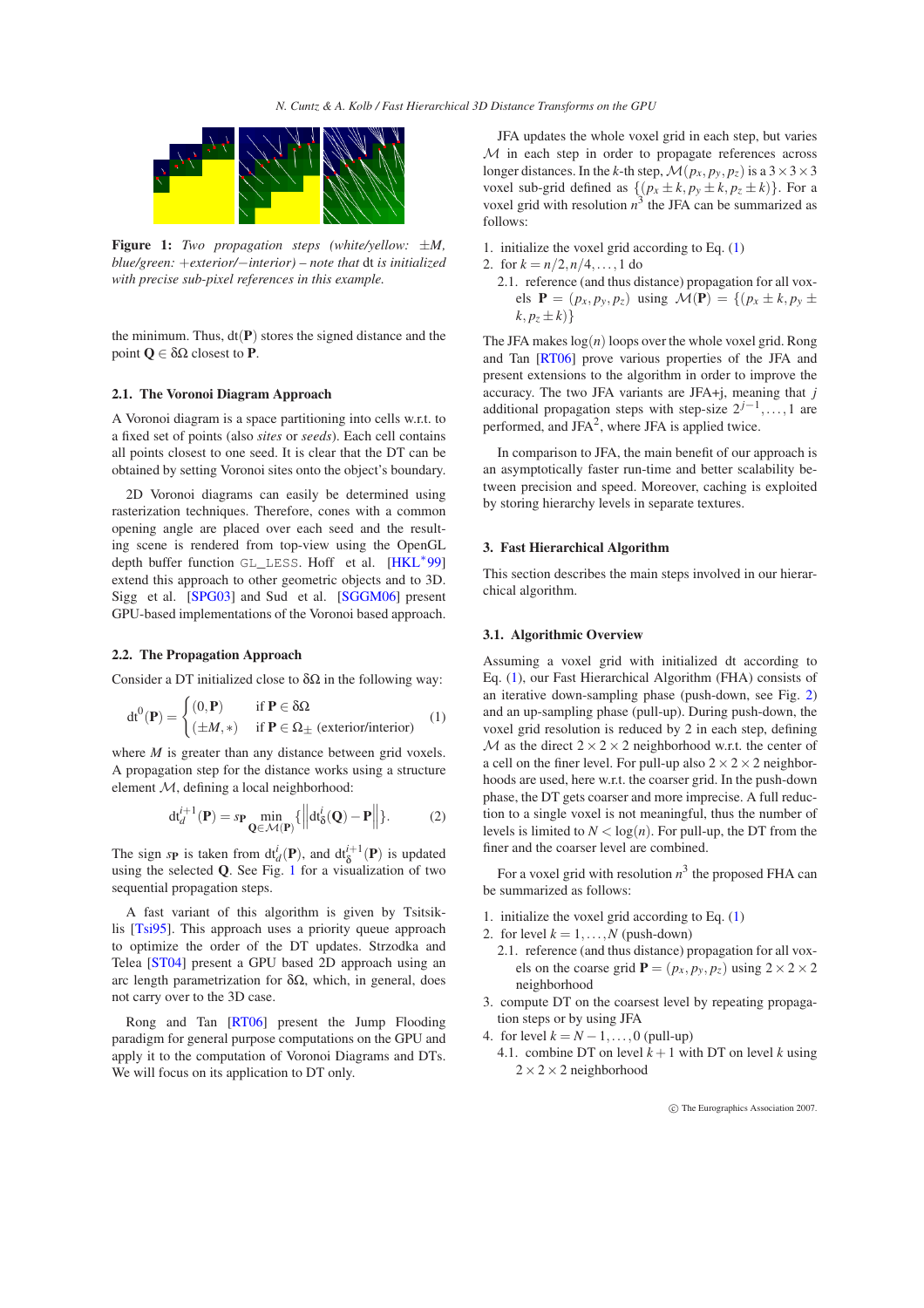**Figure 1:** *Two propagation steps (white/yellow: $\pm M$, blue/green: $+$exterior/$-$interior) – note that* dt *is initialized with precise sub-pixel references in this example.*

the minimum. Thus, $\mathrm{dt}(\mathbf{P})$ stores the signed distance and the point $\mathbf{Q} \in \delta\Omega$ closest to $\mathbf{P}$.

### 2.1. The Voronoi Diagram Approach

A Voronoi diagram is a space partitioning into cells w.r.t. to a fixed set of points (also *sites* or *seeds*). Each cell contains all points closest to one seed. It is clear that the DT can be obtained by setting Voronoi sites onto the object's boundary.

2D Voronoi diagrams can easily be determined using rasterization techniques. Therefore, cones with a common opening angle are placed over each seed and the resulting scene is rendered from top-view using the OpenGL depth buffer function `GL_LESS`. Hoff et al. [HKL*99] extend this approach to other geometric objects and to 3D. Sigg et al. [SPG03] and Sud et al. [SGGM06] present GPU-based implementations of the Voronoi based approach.

### 2.2. The Propagation Approach

Consider a DT initialized close to $\delta\Omega$ in the following way:

$$\mathrm{dt}^0(\mathbf{P}) = \begin{cases} (0,\mathbf{P}) & \text{if } \mathbf{P} \in \delta\Omega \\ (\pm M, *) & \text{if } \mathbf{P} \in \Omega_{\pm} \text{ (exterior/interior)} \end{cases} \qquad (1)$$

where $M$ is greater than any distance between grid voxels. A propagation step for the distance works using a structure element $\mathcal{M}$, defining a local neighborhood:

$$\mathrm{dt}_d^{i+1}(\mathbf{P}) = s_{\mathbf{P}} \min_{\mathbf{Q}\in\mathcal{M}(\mathbf{P})} \{ \| \mathrm{dt}_\delta^i(\mathbf{Q}) - \mathbf{P} \| \}. \qquad (2)$$

The sign $s_{\mathbf{P}}$ is taken from $\mathrm{dt}_d^i(\mathbf{P})$, and $\mathrm{dt}_\delta^{i+1}(\mathbf{P})$ is updated using the selected $\mathbf{Q}$. See Fig. 1 for a visualization of two sequential propagation steps.

A fast variant of this algorithm is given by Tsitsiklis [Tsi95]. This approach uses a priority queue approach to optimize the order of the DT updates. Strzodka and Telea [ST04] present a GPU based 2D approach using an arc length parametrization for $\delta\Omega$, which, in general, does not carry over to the 3D case.

Rong and Tan [RT06] present the Jump Flooding paradigm for general purpose computations on the GPU and apply it to the computation of Voronoi Diagrams and DTs. We will focus on its application to DT only.

JFA updates the whole voxel grid in each step, but varies $\mathcal{M}$ in each step in order to propagate references across longer distances. In the $k$-th step, $\mathcal{M}(p_x, p_y, p_z)$ is a $3\times3\times3$ voxel sub-grid defined as $\{(p_x \pm k, p_y \pm k, p_z \pm k)\}$. For a voxel grid with resolution $n^3$ the JFA can be summarized as follows:

1. initialize the voxel grid according to Eq. (1)
2. for $k = n/2, n/4, \ldots, 1$ do
   2.1. reference (and thus distance) propagation for all voxels $\mathbf{P} = (p_x, p_y, p_z)$ using $\mathcal{M}(\mathbf{P}) = \{(p_x \pm k, p_y \pm k, p_z \pm k)\}$

The JFA makes $\log(n)$ loops over the whole voxel grid. Rong and Tan [RT06] prove various properties of the JFA and present extensions to the algorithm in order to improve the accuracy. The two JFA variants are JFA+j, meaning that $j$ additional propagation steps with step-size $2^{j-1}, \ldots, 1$ are performed, and JFA$^2$, where JFA is applied twice.

In comparison to JFA, the main benefit of our approach is an asymptotically faster run-time and better scalability between precision and speed. Moreover, caching is exploited by storing hierarchy levels in separate textures.

## 3. Fast Hierarchical Algorithm

This section describes the main steps involved in our hierarchical algorithm.

### 3.1. Algorithmic Overview

Assuming a voxel grid with initialized dt according to Eq. (1), our Fast Hierarchical Algorithm (FHA) consists of an iterative down-sampling phase (push-down, see Fig. 2) and an up-sampling phase (pull-up). During push-down, the voxel grid resolution is reduced by 2 in each step, defining $\mathcal{M}$ as the direct $2\times2\times2$ neighborhood w.r.t. the center of a cell on the finer level. For pull-up also $2\times2\times2$ neighborhoods are used, here w.r.t. the coarser grid. In the push-down phase, the DT gets coarser and more imprecise. A full reduction to a single voxel is not meaningful, thus the number of levels is limited to $N < \log(n)$. For pull-up, the DT from the finer and the coarser level are combined.

For a voxel grid with resolution $n^3$ the proposed FHA can be summarized as follows:

1. initialize the voxel grid according to Eq. (1)
2. for level $k = 1, \ldots, N$ (push-down)
   2.1. reference (and thus distance) propagation for all voxels on the coarse grid $\mathbf{P} = (p_x, p_y, p_z)$ using $2\times2\times2$ neighborhood
3. compute DT on the coarsest level by repeating propagation steps or by using JFA
4. for level $k = N-1, \ldots, 0$ (pull-up)
   4.1. combine DT on level $k+1$ with DT on level $k$ using $2\times2\times2$ neighborhood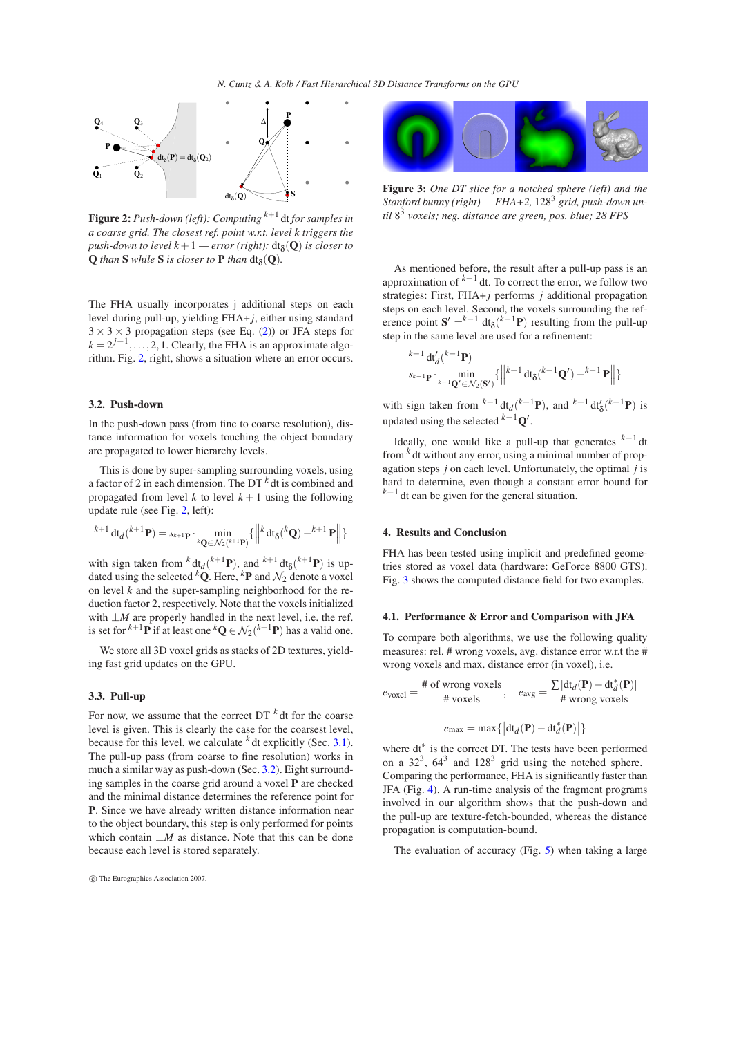**Figure 2:** *Push-down (left): Computing* ${}^{k+1}\mathrm{dt}$ *for samples in a coarse grid. The closest ref. point w.r.t. level k triggers the push-down to level k+1 — error (right):* $\mathrm{dt}_\delta(\mathbf{Q})$ *is closer to* **Q** *than* **S** *while* **S** *is closer to* **P** *than* $\mathrm{dt}_\delta(\mathbf{Q})$.

The FHA usually incorporates j additional steps on each level during pull-up, yielding FHA+$j$, either using standard $3\times3\times3$ propagation steps (see Eq. (2)) or JFA steps for $k = 2^{j-1},\ldots,2,1$. Clearly, the FHA is an approximate algorithm. Fig. 2, right, shows a situation where an error occurs.

### 3.2. Push-down

In the push-down pass (from fine to coarse resolution), distance information for voxels touching the object boundary are propagated to lower hierarchy levels.

This is done by super-sampling surrounding voxels, using a factor of 2 in each dimension. The DT ${}^{k}\mathrm{dt}$ is combined and propagated from level $k$ to level $k+1$ using the following update rule (see Fig. 2, left):

$$ {}^{k+1}\mathrm{dt}_d({}^{k+1}\mathbf{P}) = s_{{}^{k+1}\mathbf{P}} \cdot \min_{{}^{k}\mathbf{Q}\in\mathcal{N}_2({}^{k+1}\mathbf{P})} \left\{ \left\| {}^{k}\mathrm{dt}_\delta({}^{k}\mathbf{Q}) - {}^{k+1}\mathbf{P} \right\| \right\} $$

with sign taken from ${}^{k}\mathrm{dt}_d({}^{k+1}\mathbf{P})$, and ${}^{k+1}\mathrm{dt}_\delta({}^{k+1}\mathbf{P})$ is updated using the selected ${}^{k}\mathbf{Q}$. Here, ${}^{k}\mathbf{P}$ and $\mathcal{N}_2$ denote a voxel on level $k$ and the super-sampling neighborhood for the reduction factor 2, respectively. Note that the voxels initialized with $\pm M$ are properly handled in the next level, i.e. the ref. is set for ${}^{k+1}\mathbf{P}$ if at least one ${}^{k}\mathbf{Q}\in\mathcal{N}_2({}^{k+1}\mathbf{P})$ has a valid one.

We store all 3D voxel grids as stacks of 2D textures, yielding fast grid updates on the GPU.

### 3.3. Pull-up

For now, we assume that the correct DT ${}^{k}\mathrm{dt}$ for the coarse level is given. This is clearly the case for the coarsest level, because for this level, we calculate ${}^{k}\mathrm{dt}$ explicitly (Sec. 3.1). The pull-up pass (from coarse to fine resolution) works in much a similar way as push-down (Sec. 3.2). Eight surrounding samples in the coarse grid around a voxel **P** are checked and the minimal distance determines the reference point for **P**. Since we have already written distance information near to the object boundary, this step is only performed for points which contain $\pm M$ as distance. Note that this can be done because each level is stored separately.

**Figure 3:** *One DT slice for a notched sphere (left) and the Stanford bunny (right) — FHA+2, $128^3$ grid, push-down until $8^3$ voxels; neg. distance are green, pos. blue; 28 FPS*

As mentioned before, the result after a pull-up pass is an approximation of ${}^{k-1}\mathrm{dt}$. To correct the error, we follow two strategies: First, FHA+$j$ performs $j$ additional propagation steps on each level. Second, the voxels surrounding the reference point $\mathbf{S}' = {}^{k-1}\mathrm{dt}_\delta({}^{k-1}\mathbf{P})$ resulting from the pull-up step in the same level are used for a refinement:

$$ {}^{k-1}\mathrm{dt}'_d({}^{k-1}\mathbf{P}) = s_{{}^{k-1}\mathbf{P}} \cdot \min_{{}^{k-1}\mathbf{Q}'\in\mathcal{N}_2(\mathbf{S}')} \left\{ \left\| {}^{k-1}\mathrm{dt}_\delta({}^{k-1}\mathbf{Q}') - {}^{k-1}\mathbf{P} \right\| \right\} $$

with sign taken from ${}^{k-1}\mathrm{dt}_d({}^{k-1}\mathbf{P})$, and ${}^{k-1}\mathrm{dt}'_\delta({}^{k-1}\mathbf{P})$ is updated using the selected ${}^{k-1}\mathbf{Q}'$.

Ideally, one would like a pull-up that generates ${}^{k-1}\mathrm{dt}$ from ${}^{k}\mathrm{dt}$ without any error, using a minimal number of propagation steps $j$ on each level. Unfortunately, the optimal $j$ is hard to determine, even though a constant error bound for ${}^{k-1}\mathrm{dt}$ can be given for the general situation.

## 4. Results and Conclusion

FHA has been tested using implicit and predefined geometries stored as voxel data (hardware: GeForce 8800 GTS). Fig. 3 shows the computed distance field for two examples.

### 4.1. Performance & Error and Comparison with JFA

To compare both algorithms, we use the following quality measures: rel. # wrong voxels, avg. distance error w.r.t the # wrong voxels and max. distance error (in voxel), i.e.

$$ e_{\text{voxel}} = \frac{\#\text{ of wrong voxels}}{\#\text{ voxels}}, \quad e_{\text{avg}} = \frac{\sum |\mathrm{dt}_d(\mathbf{P}) - \mathrm{dt}^*_d(\mathbf{P})|}{\#\text{ wrong voxels}} $$

$$ e_{\max} = \max\{ |\mathrm{dt}_d(\mathbf{P}) - \mathrm{dt}^*_d(\mathbf{P})| \} $$

where $\mathrm{dt}^*$ is the correct DT. The tests have been performed on a $32^3$, $64^3$ and $128^3$ grid using the notched sphere. Comparing the performance, FHA is significantly faster than JFA (Fig. 4). A run-time analysis of the fragment programs involved in our algorithm shows that the push-down and the pull-up are texture-fetch-bounded, whereas the distance propagation is computation-bounded.

The evaluation of accuracy (Fig. 5) when taking a large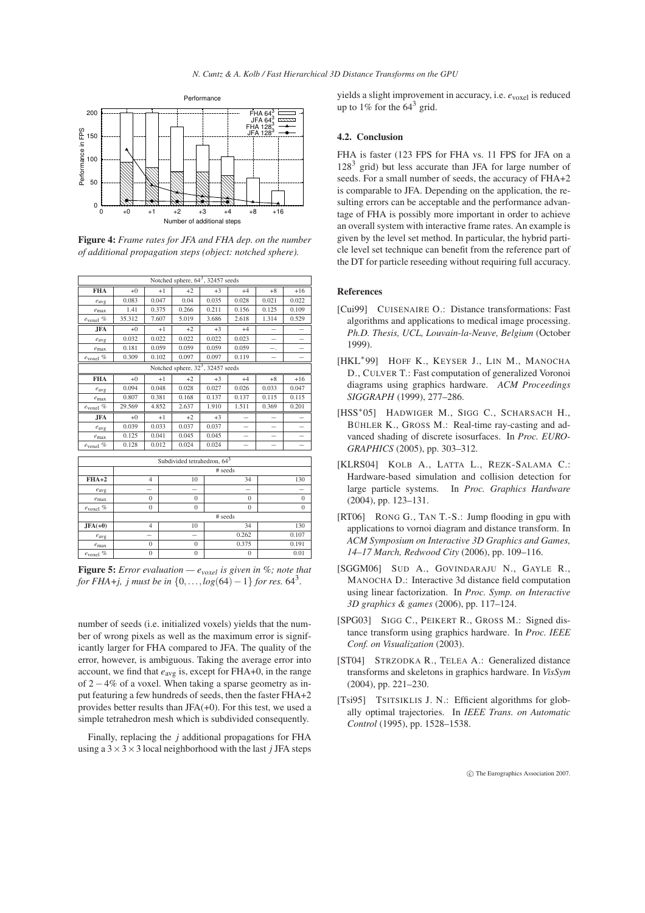Performance

200
150
100
50
0

Performance in FPS

0 +0 +1 +2 +3 +4 +8 +16

Number of additional steps

FHA $64^3$
JFA $64^3$
FHA $128^3$
JFA $128^3$

**Figure 4:** *Frame rates for JFA and FHA dep. on the number of additional propagation steps (object: notched sphere).*

| Notched sphere, $64^3$, 32457 seeds | | | | | | | |
|---|---|---|---|---|---|---|---|
| **FHA** | +0 | +1 | +2 | +3 | +4 | +8 | +16 |
| $e_{avg}$ | 0.083 | 0.047 | 0.04 | 0.035 | 0.028 | 0.021 | 0.022 |
| $e_{max}$ | 1.41 | 0.375 | 0.266 | 0.211 | 0.156 | 0.125 | 0.109 |
| $e_{voxel}$ % | 35.312 | 7.607 | 5.019 | 3.686 | 2.618 | 1.314 | 0.529 |
| **JFA** | +0 | +1 | +2 | +3 | +4 | – | – |
| $e_{avg}$ | 0.032 | 0.022 | 0.022 | 0.022 | 0.023 | – | – |
| $e_{max}$ | 0.181 | 0.059 | 0.059 | 0.059 | 0.059 | –. | – |
| $e_{voxel}$ % | 0.309 | 0.102 | 0.097 | 0.097 | 0.119 | – | – |
| Notched sphere, $32^3$, 32457 seeds | | | | | | | |
| **FHA** | +0 | +1 | +2 | +3 | +4 | +8 | +16 |
| $e_{avg}$ | 0.094 | 0.048 | 0.028 | 0.027 | 0.026 | 0.033 | 0.047 |
| $e_{max}$ | 0.807 | 0.381 | 0.168 | 0.137 | 0.137 | 0.115 | 0.115 |
| $e_{voxel}$ % | 29.569 | 4.852 | 2.637 | 1.910 | 1.511 | 0.369 | 0.201 |
| **JFA** | +0 | +1 | +2 | +3 | – | – | – |
| $e_{avg}$ | 0.039 | 0.033 | 0.037 | 0.037 | – | – | – |
| $e_{max}$ | 0.125 | 0.041 | 0.045 | 0.045 | – | – | – |
| $e_{voxel}$ % | 0.128 | 0.012 | 0.024 | 0.024 | – | – | – |

| Subdivided tetrahedron, $64^3$ | | | | |
|---|---|---|---|---|
| | # seeds | | | |
| **FHA+2** | 4 | 10 | 34 | 130 |
| $e_{avg}$ | – | – | – | – |
| $e_{max}$ | 0 | 0 | 0 | 0 |
| $e_{voxel}$ % | 0 | 0 | 0 | 0 |
| | # seeds | | | |
| **JFA(+0)** | 4 | 10 | 34 | 130 |
| $e_{avg}$ | – | – | 0.262 | 0.107 |
| $e_{max}$ | 0 | 0 | 0.375 | 0.191 |
| $e_{voxel}$ % | 0 | 0 | 0 | 0.01 |

**Figure 5:** *Error evaluation — $e_{voxel}$ is given in %; note that for FHA+j, j must be in $\{0,\ldots,log(64)-1\}$ for res. $64^3$.*

number of seeds (i.e. initialized voxels) yields that the number of wrong pixels as well as the maximum error is significantly larger for FHA compared to JFA. The quality of the error, however, is ambiguous. Taking the average error into account, we find that $e_{avg}$ is, except for FHA+0, in the range of $2-4\%$ of a voxel. When taking a sparse geometry as input featuring a few hundreds of seeds, then the faster FHA+2 provides better results than JFA(+0). For this test, we used a simple tetrahedron mesh which is subdivided consequently.

Finally, replacing the $j$ additional propagations for FHA using a $3\times3\times3$ local neighborhood with the last $j$ JFA steps yields a slight improvement in accuracy, i.e. $e_{voxel}$ is reduced up to 1% for the $64^3$ grid.

### 4.2. Conclusion

FHA is faster (123 FPS for FHA vs. 11 FPS for JFA on a $128^3$ grid) but less accurate than JFA for large number of seeds. For a small number of seeds, the accuracy of FHA+2 is comparable to JFA. Depending on the application, the resulting errors can be acceptable and the performance advantage of FHA is possibly more important in order to achieve an overall system with interactive frame rates. An example is given by the level set method. In particular, the hybrid particle level set technique can benefit from the reference part of the DT for particle reseeding without requiring full accuracy.

## References

[Cui99] CUISENAIRE O.: Distance transformations: Fast algorithms and applications to medical image processing. *Ph.D. Thesis, UCL, Louvain-la-Neuve, Belgium* (October 1999).

[HKL*99] HOFF K., KEYSER J., LIN M., MANOCHA D., CULVER T.: Fast computation of generalized Voronoi diagrams using graphics hardware. *ACM Proceedings SIGGRAPH* (1999), 277–286.

[HSS*05] HADWIGER M., SIGG C., SCHARSACH H., BÜHLER K., GROSS M.: Real-time ray-casting and advanced shading of discrete isosurfaces. In *Proc. EUROGRAPHICS* (2005), pp. 303–312.

[KLRS04] KOLB A., LATTA L., REZK-SALAMA C.: Hardware-based simulation and collision detection for large particle systems. In *Proc. Graphics Hardware* (2004), pp. 123–131.

[RT06] RONG G., TAN T.-S.: Jump flooding in gpu with applications to vornoi diagram and distance transform. In *ACM Symposium on Interactive 3D Graphics and Games, 14–17 March, Redwood City* (2006), pp. 109–116.

[SGGM06] SUD A., GOVINDARAJU N., GAYLE R., MANOCHA D.: Interactive 3d distance field computation using linear factorization. In *Proc. Symp. on Interactive 3D graphics & games* (2006), pp. 117–124.

[SPG03] SIGG C., PEIKERT R., GROSS M.: Signed distance transform using graphics hardware. In *Proc. IEEE Conf. on Visualization* (2003).

[ST04] STRZODKA R., TELEA A.: Generalized distance transforms and skeletons in graphics hardware. In *VisSym* (2004), pp. 221–230.

[Tsi95] TSITSIKLIS J. N.: Efficient algorithms for globally optimal trajectories. In *IEEE Trans. on Automatic Control* (1995), pp. 1528–1538.

© The Eurographics Association 2007.